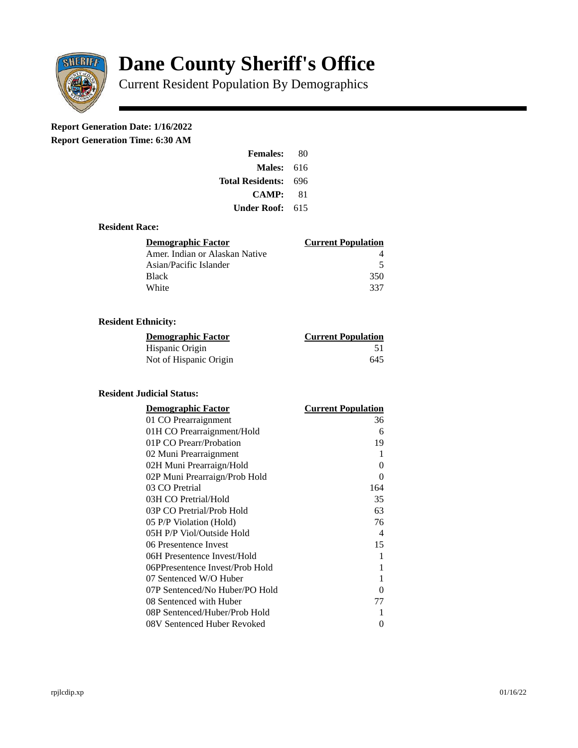# Dane County Sheriff's Office

Current Resident Population By Demographics

**Report Generation Date: 1/16/2022**

**Report Generation Time: 6:30 AM**

| | |
|---|---|
| **Females:** | 80 |
| **Males:** | 616 |
| **Total Residents:** | 696 |
| **CAMP:** | 81 |
| **Under Roof:** | 615 |

### Resident Race:

| Demographic Factor | Current Population |
|---|---|
| Amer. Indian or Alaskan Native | 4 |
| Asian/Pacific Islander | 5 |
| Black | 350 |
| White | 337 |

### Resident Ethnicity:

| Demographic Factor | Current Population |
|---|---|
| Hispanic Origin | 51 |
| Not of Hispanic Origin | 645 |

### Resident Judicial Status:

| Demographic Factor | Current Population |
|---|---|
| 01 CO Prearraignment | 36 |
| 01H CO Prearraignment/Hold | 6 |
| 01P CO Prearr/Probation | 19 |
| 02 Muni Prearraignment | 1 |
| 02H Muni Prearraign/Hold | 0 |
| 02P Muni Prearraign/Prob Hold | 0 |
| 03 CO Pretrial | 164 |
| 03H CO Pretrial/Hold | 35 |
| 03P CO Pretrial/Prob Hold | 63 |
| 05 P/P Violation (Hold) | 76 |
| 05H P/P Viol/Outside Hold | 4 |
| 06 Presentence Invest | 15 |
| 06H Presentence Invest/Hold | 1 |
| 06PPresentence Invest/Prob Hold | 1 |
| 07 Sentenced W/O Huber | 1 |
| 07P Sentenced/No Huber/PO Hold | 0 |
| 08 Sentenced with Huber | 77 |
| 08P Sentenced/Huber/Prob Hold | 1 |
| 08V Sentenced Huber Revoked | 0 |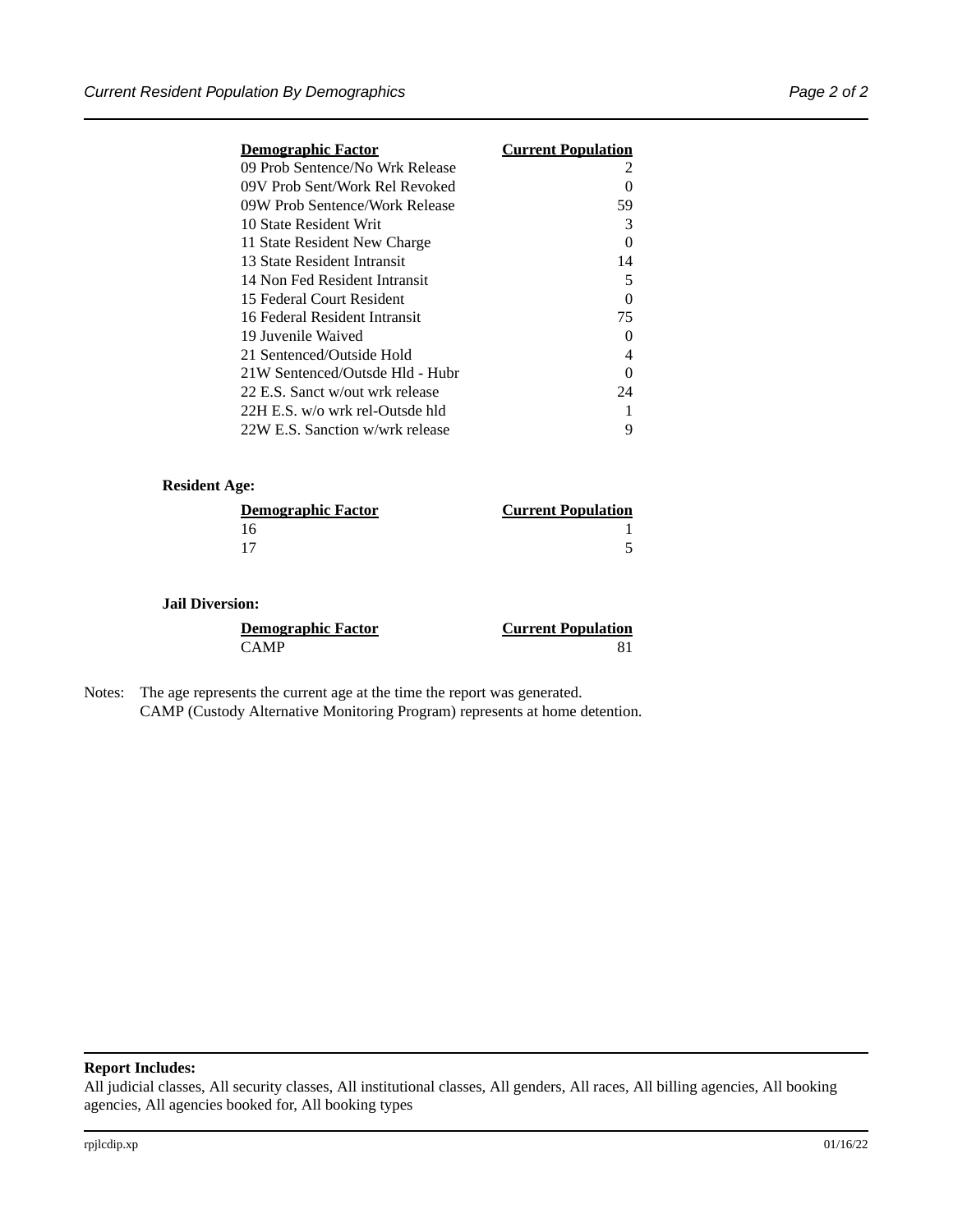| Demographic Factor | Current Population |
|---|---|
| 09 Prob Sentence/No Wrk Release | 2 |
| 09V Prob Sent/Work Rel Revoked | 0 |
| 09W Prob Sentence/Work Release | 59 |
| 10 State Resident Writ | 3 |
| 11 State Resident New Charge | 0 |
| 13 State Resident Intransit | 14 |
| 14 Non Fed Resident Intransit | 5 |
| 15 Federal Court Resident | 0 |
| 16 Federal Resident Intransit | 75 |
| 19 Juvenile Waived | 0 |
| 21 Sentenced/Outside Hold | 4 |
| 21W Sentenced/Outsde Hld - Hubr | 0 |
| 22 E.S. Sanct w/out wrk release | 24 |
| 22H E.S. w/o wrk rel-Outsde hld | 1 |
| 22W E.S. Sanction w/wrk release | 9 |

**Resident Age:**

| Demographic Factor | Current Population |
|---|---|
| 16 | 1 |
| 17 | 5 |

**Jail Diversion:**

| Demographic Factor | Current Population |
|---|---|
| CAMP | 81 |

Notes: The age represents the current age at the time the report was generated.
CAMP (Custody Alternative Monitoring Program) represents at home detention.

**Report Includes:**

All judicial classes, All security classes, All institutional classes, All genders, All races, All billing agencies, All booking agencies, All agencies booked for, All booking types

rpjlcdip.xp 01/16/22